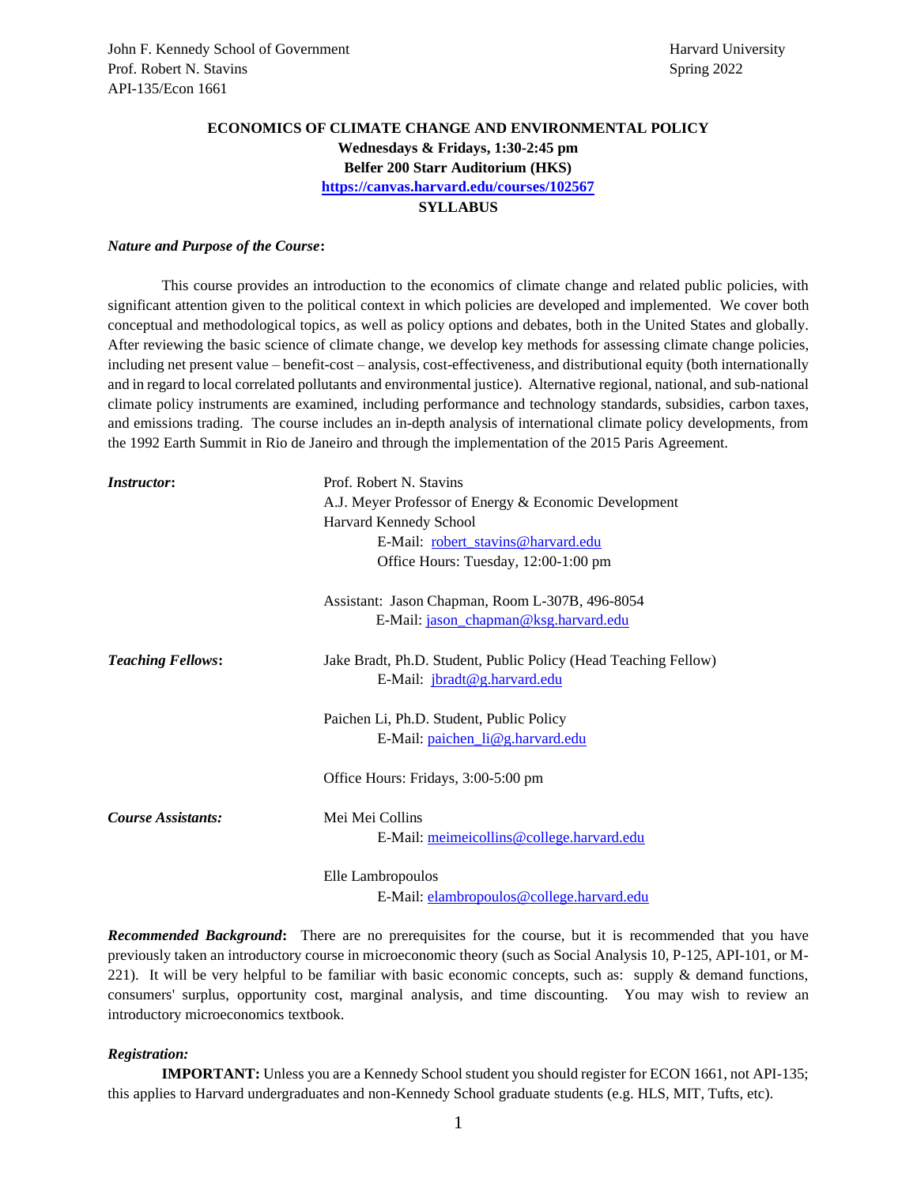John F. Kennedy School of Government  Harvard University
Prof. Robert N. Stavins  Spring 2022
API-135/Econ 1661

**ECONOMICS OF CLIMATE CHANGE AND ENVIRONMENTAL POLICY**
**Wednesdays & Fridays, 1:30-2:45 pm**
**Belfer 200 Starr Auditorium (HKS)**
**https://canvas.harvard.edu/courses/102567**
**SYLLABUS**

***Nature and Purpose of the Course*:**

This course provides an introduction to the economics of climate change and related public policies, with significant attention given to the political context in which policies are developed and implemented. We cover both conceptual and methodological topics, as well as policy options and debates, both in the United States and globally. After reviewing the basic science of climate change, we develop key methods for assessing climate change policies, including net present value – benefit-cost – analysis, cost-effectiveness, and distributional equity (both internationally and in regard to local correlated pollutants and environmental justice). Alternative regional, national, and sub-national climate policy instruments are examined, including performance and technology standards, subsidies, carbon taxes, and emissions trading. The course includes an in-depth analysis of international climate policy developments, from the 1992 Earth Summit in Rio de Janeiro and through the implementation of the 2015 Paris Agreement.

***Instructor*:**

Prof. Robert N. Stavins
A.J. Meyer Professor of Energy & Economic Development
Harvard Kennedy School
E-Mail: robert_stavins@harvard.edu
Office Hours: Tuesday, 12:00-1:00 pm

Assistant: Jason Chapman, Room L-307B, 496-8054
E-Mail: jason_chapman@ksg.harvard.edu

***Teaching Fellows*:**

Jake Bradt, Ph.D. Student, Public Policy (Head Teaching Fellow)
E-Mail: jbradt@g.harvard.edu

Paichen Li, Ph.D. Student, Public Policy
E-Mail: paichen_li@g.harvard.edu

Office Hours: Fridays, 3:00-5:00 pm

***Course Assistants:***

Mei Mei Collins
E-Mail: meimeicollins@college.harvard.edu

Elle Lambropoulos
E-Mail: elambropoulos@college.harvard.edu

***Recommended Background*:** There are no prerequisites for the course, but it is recommended that you have previously taken an introductory course in microeconomic theory (such as Social Analysis 10, P-125, API-101, or M-221). It will be very helpful to be familiar with basic economic concepts, such as: supply & demand functions, consumers' surplus, opportunity cost, marginal analysis, and time discounting. You may wish to review an introductory microeconomics textbook.

***Registration:***

**IMPORTANT:** Unless you are a Kennedy School student you should register for ECON 1661, not API-135; this applies to Harvard undergraduates and non-Kennedy School graduate students (e.g. HLS, MIT, Tufts, etc).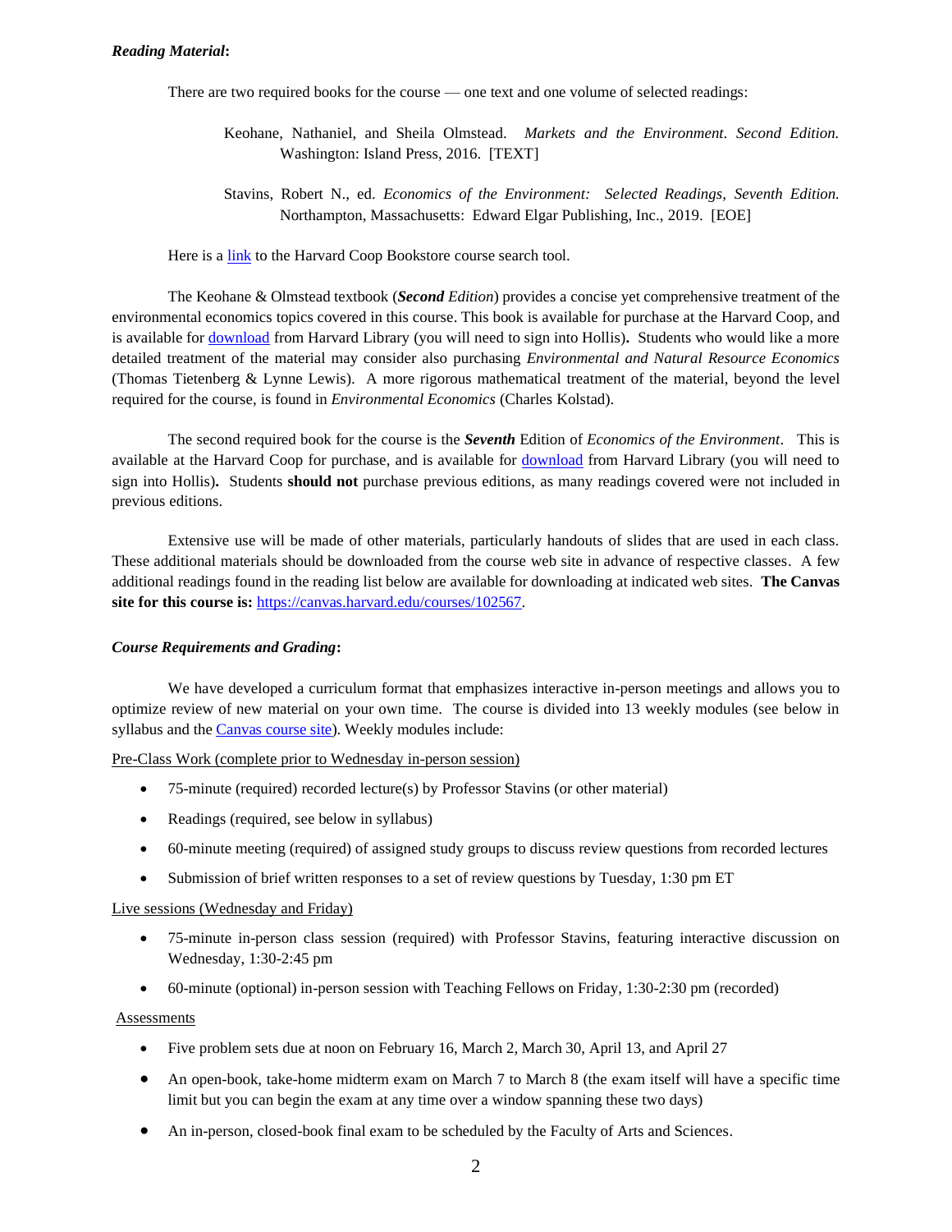***Reading Material*:**

There are two required books for the course — one text and one volume of selected readings:

> Keohane, Nathaniel, and Sheila Olmstead. *Markets and the Environment*. *Second Edition.* Washington: Island Press, 2016. [TEXT]
>
> Stavins, Robert N., ed. *Economics of the Environment: Selected Readings, Seventh Edition.* Northampton, Massachusetts: Edward Elgar Publishing, Inc., 2019. [EOE]

Here is a link to the Harvard Coop Bookstore course search tool.

The Keohane & Olmstead textbook (***Second*** *Edition*) provides a concise yet comprehensive treatment of the environmental economics topics covered in this course. This book is available for purchase at the Harvard Coop, and is available for download from Harvard Library (you will need to sign into Hollis)**.** Students who would like a more detailed treatment of the material may consider also purchasing *Environmental and Natural Resource Economics* (Thomas Tietenberg & Lynne Lewis). A more rigorous mathematical treatment of the material, beyond the level required for the course, is found in *Environmental Economics* (Charles Kolstad).

The second required book for the course is the ***Seventh*** Edition of *Economics of the Environment*. This is available at the Harvard Coop for purchase, and is available for download from Harvard Library (you will need to sign into Hollis)**.** Students **should not** purchase previous editions, as many readings covered were not included in previous editions.

Extensive use will be made of other materials, particularly handouts of slides that are used in each class. These additional materials should be downloaded from the course web site in advance of respective classes. A few additional readings found in the reading list below are available for downloading at indicated web sites. **The Canvas site for this course is:** https://canvas.harvard.edu/courses/102567.

***Course Requirements and Grading*:**

We have developed a curriculum format that emphasizes interactive in-person meetings and allows you to optimize review of new material on your own time. The course is divided into 13 weekly modules (see below in syllabus and the Canvas course site). Weekly modules include:

Pre-Class Work (complete prior to Wednesday in-person session)

- 75-minute (required) recorded lecture(s) by Professor Stavins (or other material)
- Readings (required, see below in syllabus)
- 60-minute meeting (required) of assigned study groups to discuss review questions from recorded lectures
- Submission of brief written responses to a set of review questions by Tuesday, 1:30 pm ET

Live sessions (Wednesday and Friday)

- 75-minute in-person class session (required) with Professor Stavins, featuring interactive discussion on Wednesday, 1:30-2:45 pm
- 60-minute (optional) in-person session with Teaching Fellows on Friday, 1:30-2:30 pm (recorded)

Assessments

- Five problem sets due at noon on February 16, March 2, March 30, April 13, and April 27
- An open-book, take-home midterm exam on March 7 to March 8 (the exam itself will have a specific time limit but you can begin the exam at any time over a window spanning these two days)
- An in-person, closed-book final exam to be scheduled by the Faculty of Arts and Sciences.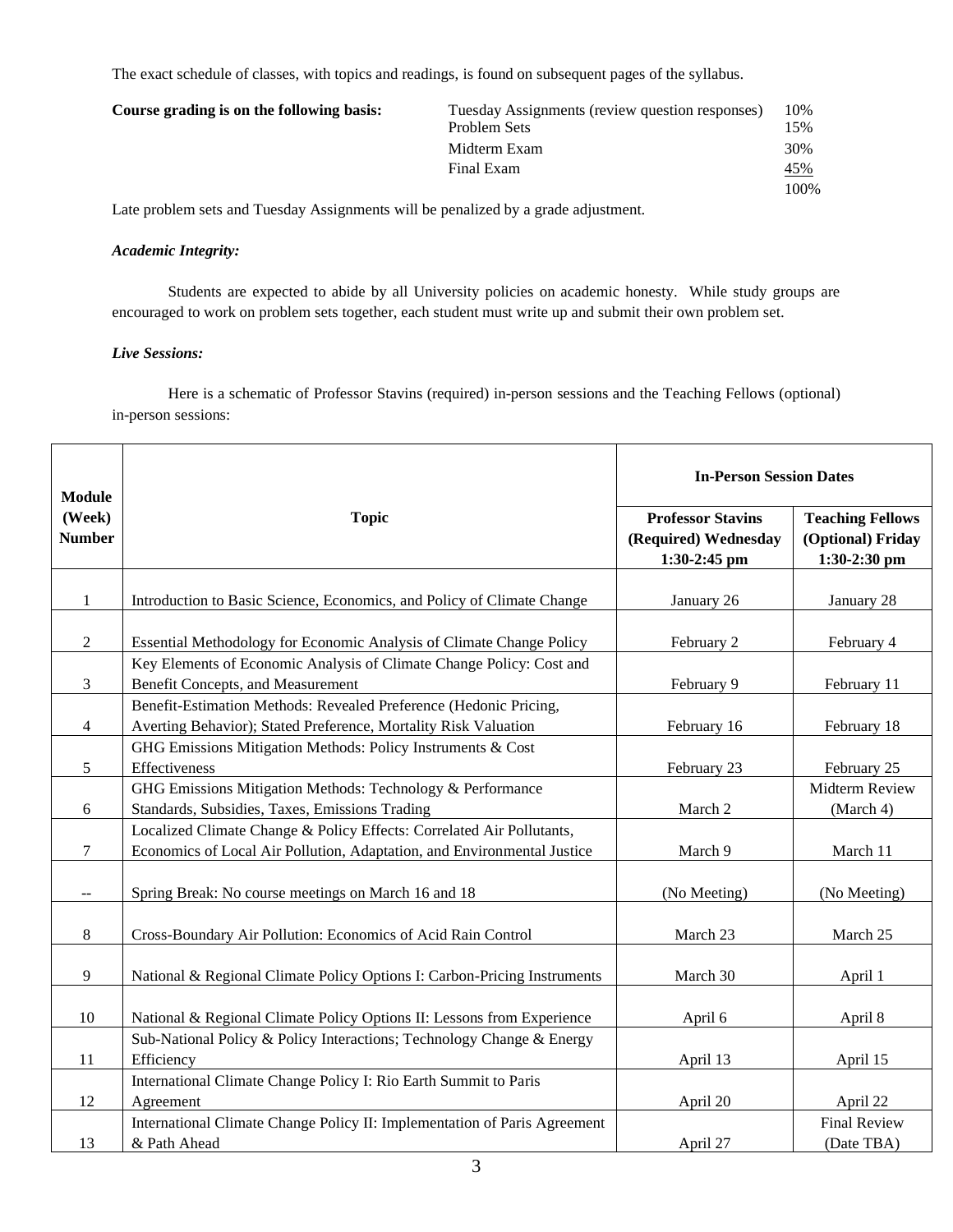The exact schedule of classes, with topics and readings, is found on subsequent pages of the syllabus.

**Course grading is on the following basis:**

| | |
|---|---|
| Tuesday Assignments (review question responses) | 10% |
| Problem Sets | 15% |
| Midterm Exam | 30% |
| Final Exam | 45% |
| | 100% |

Late problem sets and Tuesday Assignments will be penalized by a grade adjustment.

***Academic Integrity:***

Students are expected to abide by all University policies on academic honesty. While study groups are encouraged to work on problem sets together, each student must write up and submit their own problem set.

***Live Sessions:***

Here is a schematic of Professor Stavins (required) in-person sessions and the Teaching Fellows (optional) in-person sessions:

| Module (Week) Number | Topic | In-Person Session Dates | |
|---|---|---|---|
| | | **Professor Stavins (Required) Wednesday 1:30-2:45 pm** | **Teaching Fellows (Optional) Friday 1:30-2:30 pm** |
| 1 | Introduction to Basic Science, Economics, and Policy of Climate Change | January 26 | January 28 |
| 2 | Essential Methodology for Economic Analysis of Climate Change Policy | February 2 | February 4 |
| 3 | Key Elements of Economic Analysis of Climate Change Policy: Cost and Benefit Concepts, and Measurement | February 9 | February 11 |
| 4 | Benefit-Estimation Methods: Revealed Preference (Hedonic Pricing, Averting Behavior); Stated Preference, Mortality Risk Valuation | February 16 | February 18 |
| 5 | GHG Emissions Mitigation Methods: Policy Instruments & Cost Effectiveness | February 23 | February 25 |
| 6 | GHG Emissions Mitigation Methods: Technology & Performance Standards, Subsidies, Taxes, Emissions Trading | March 2 | Midterm Review (March 4) |
| 7 | Localized Climate Change & Policy Effects: Correlated Air Pollutants, Economics of Local Air Pollution, Adaptation, and Environmental Justice | March 9 | March 11 |
| -- | Spring Break: No course meetings on March 16 and 18 | (No Meeting) | (No Meeting) |
| 8 | Cross-Boundary Air Pollution: Economics of Acid Rain Control | March 23 | March 25 |
| 9 | National & Regional Climate Policy Options I: Carbon-Pricing Instruments | March 30 | April 1 |
| 10 | National & Regional Climate Policy Options II: Lessons from Experience | April 6 | April 8 |
| 11 | Sub-National Policy & Policy Interactions; Technology Change & Energy Efficiency | April 13 | April 15 |
| 12 | International Climate Change Policy I: Rio Earth Summit to Paris Agreement | April 20 | April 22 |
| 13 | International Climate Change Policy II: Implementation of Paris Agreement & Path Ahead | April 27 | Final Review (Date TBA) |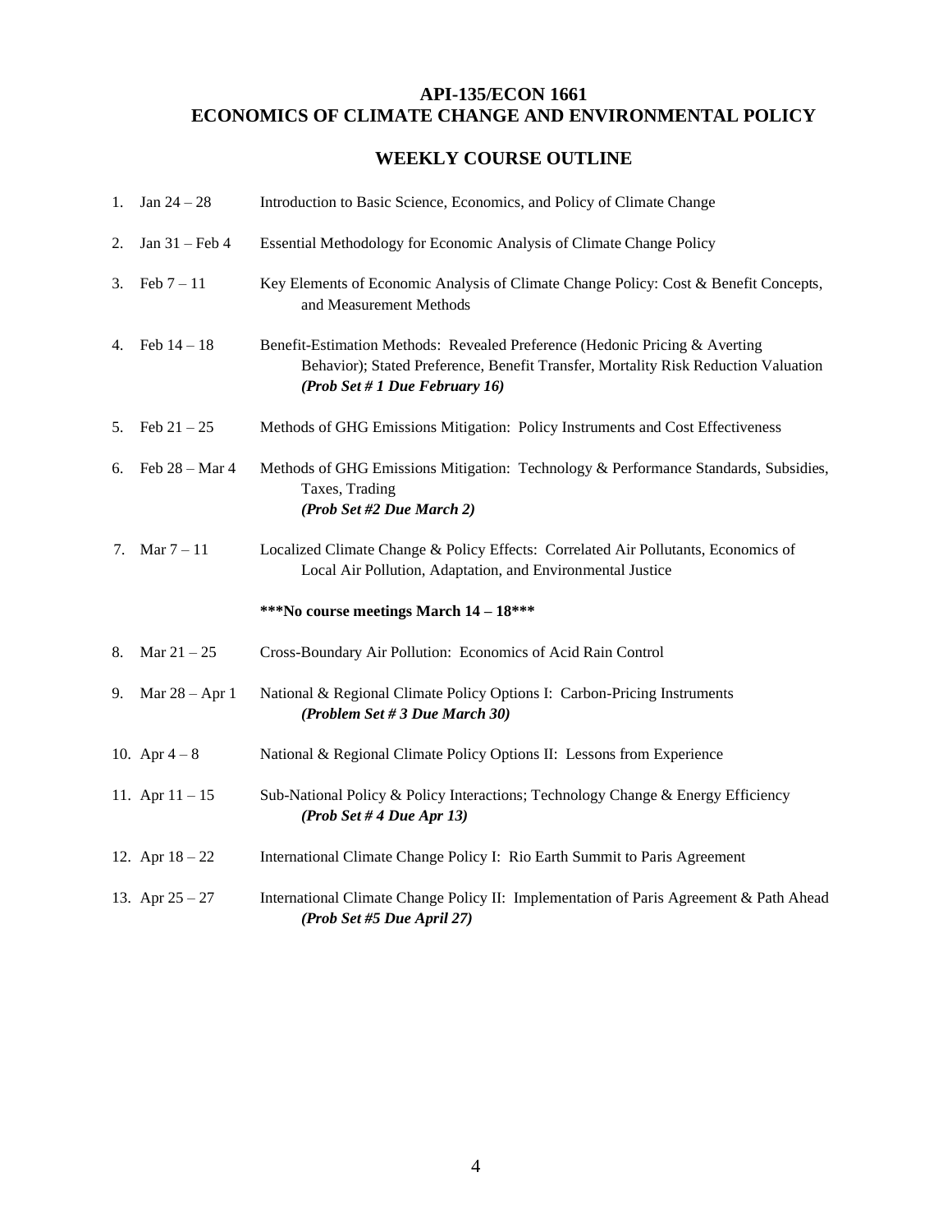## API-135/ECON 1661
## ECONOMICS OF CLIMATE CHANGE AND ENVIRONMENTAL POLICY

### WEEKLY COURSE OUTLINE

1. Jan 24 – 28 — Introduction to Basic Science, Economics, and Policy of Climate Change

2. Jan 31 – Feb 4 — Essential Methodology for Economic Analysis of Climate Change Policy

3. Feb 7 – 11 — Key Elements of Economic Analysis of Climate Change Policy: Cost & Benefit Concepts, and Measurement Methods

4. Feb 14 – 18 — Benefit-Estimation Methods: Revealed Preference (Hedonic Pricing & Averting Behavior); Stated Preference, Benefit Transfer, Mortality Risk Reduction Valuation
   ***(Prob Set # 1 Due February 16)***

5. Feb 21 – 25 — Methods of GHG Emissions Mitigation: Policy Instruments and Cost Effectiveness

6. Feb 28 – Mar 4 — Methods of GHG Emissions Mitigation: Technology & Performance Standards, Subsidies, Taxes, Trading
   ***(Prob Set #2 Due March 2)***

7. Mar 7 – 11 — Localized Climate Change & Policy Effects: Correlated Air Pollutants, Economics of Local Air Pollution, Adaptation, and Environmental Justice

**\*\*\*No course meetings March 14 – 18\*\*\***

8. Mar 21 – 25 — Cross-Boundary Air Pollution: Economics of Acid Rain Control

9. Mar 28 – Apr 1 — National & Regional Climate Policy Options I: Carbon-Pricing Instruments
   ***(Problem Set # 3 Due March 30)***

10. Apr 4 – 8 — National & Regional Climate Policy Options II: Lessons from Experience

11. Apr 11 – 15 — Sub-National Policy & Policy Interactions; Technology Change & Energy Efficiency
    ***(Prob Set # 4 Due Apr 13)***

12. Apr 18 – 22 — International Climate Change Policy I: Rio Earth Summit to Paris Agreement

13. Apr 25 – 27 — International Climate Change Policy II: Implementation of Paris Agreement & Path Ahead
    ***(Prob Set #5 Due April 27)***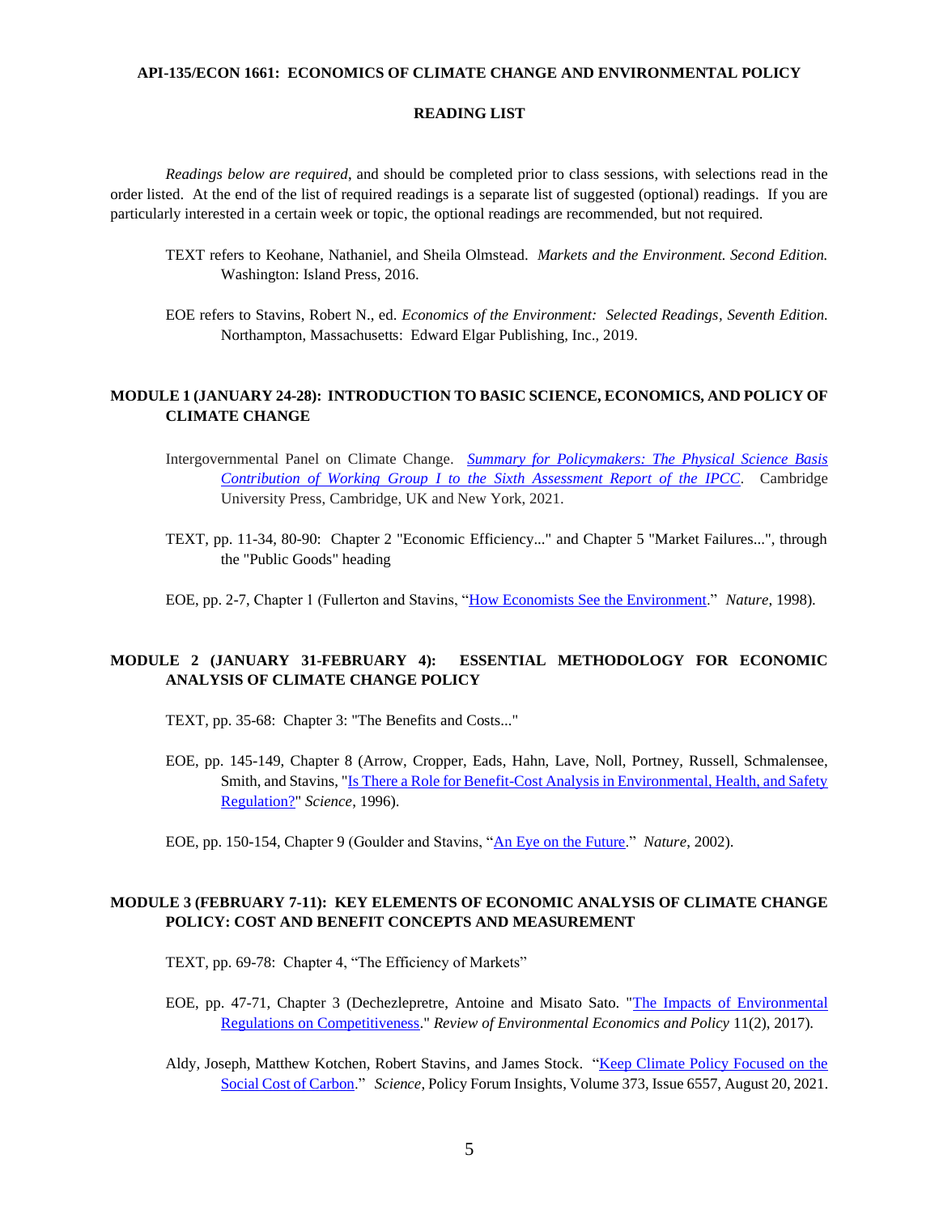**API-135/ECON 1661: ECONOMICS OF CLIMATE CHANGE AND ENVIRONMENTAL POLICY**

**READING LIST**

*Readings below are required*, and should be completed prior to class sessions, with selections read in the order listed. At the end of the list of required readings is a separate list of suggested (optional) readings. If you are particularly interested in a certain week or topic, the optional readings are recommended, but not required.

TEXT refers to Keohane, Nathaniel, and Sheila Olmstead. *Markets and the Environment. Second Edition.* Washington: Island Press, 2016.

EOE refers to Stavins, Robert N., ed. *Economics of the Environment: Selected Readings, Seventh Edition.* Northampton, Massachusetts: Edward Elgar Publishing, Inc., 2019.

## MODULE 1 (JANUARY 24-28): INTRODUCTION TO BASIC SCIENCE, ECONOMICS, AND POLICY OF CLIMATE CHANGE

Intergovernmental Panel on Climate Change. *Summary for Policymakers: The Physical Science Basis Contribution of Working Group I to the Sixth Assessment Report of the IPCC*. Cambridge University Press, Cambridge, UK and New York, 2021.

TEXT, pp. 11-34, 80-90: Chapter 2 "Economic Efficiency..." and Chapter 5 "Market Failures...", through the "Public Goods" heading

EOE, pp. 2-7, Chapter 1 (Fullerton and Stavins, "How Economists See the Environment." *Nature*, 1998).

## MODULE 2 (JANUARY 31-FEBRUARY 4): ESSENTIAL METHODOLOGY FOR ECONOMIC ANALYSIS OF CLIMATE CHANGE POLICY

TEXT, pp. 35-68: Chapter 3: "The Benefits and Costs..."

EOE, pp. 145-149, Chapter 8 (Arrow, Cropper, Eads, Hahn, Lave, Noll, Portney, Russell, Schmalensee, Smith, and Stavins, "Is There a Role for Benefit-Cost Analysis in Environmental, Health, and Safety Regulation?" *Science*, 1996).

EOE, pp. 150-154, Chapter 9 (Goulder and Stavins, "An Eye on the Future." *Nature*, 2002).

## MODULE 3 (FEBRUARY 7-11): KEY ELEMENTS OF ECONOMIC ANALYSIS OF CLIMATE CHANGE POLICY: COST AND BENEFIT CONCEPTS AND MEASUREMENT

TEXT, pp. 69-78: Chapter 4, "The Efficiency of Markets"

EOE, pp. 47-71, Chapter 3 (Dechezlepretre, Antoine and Misato Sato. "The Impacts of Environmental Regulations on Competitiveness." *Review of Environmental Economics and Policy* 11(2), 2017).

Aldy, Joseph, Matthew Kotchen, Robert Stavins, and James Stock. "Keep Climate Policy Focused on the Social Cost of Carbon." *Science,* Policy Forum Insights, Volume 373, Issue 6557, August 20, 2021.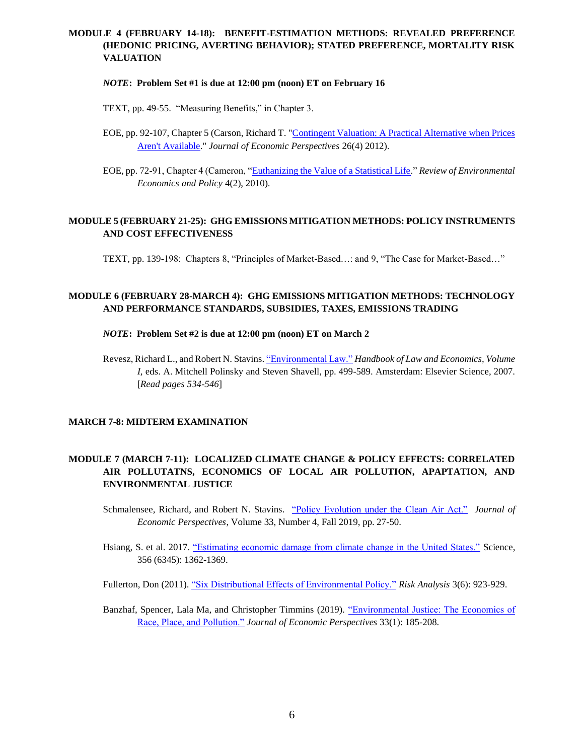## MODULE 4 (FEBRUARY 14-18): BENEFIT-ESTIMATION METHODS: REVEALED PREFERENCE (HEDONIC PRICING, AVERTING BEHAVIOR); STATED PREFERENCE, MORTALITY RISK VALUATION

***NOTE*: Problem Set #1 is due at 12:00 pm (noon) ET on February 16**

TEXT, pp. 49-55. "Measuring Benefits," in Chapter 3.

EOE, pp. 92-107, Chapter 5 (Carson, Richard T. "Contingent Valuation: A Practical Alternative when Prices Aren't Available." *Journal of Economic Perspectives* 26(4) 2012).

EOE, pp. 72-91, Chapter 4 (Cameron, "Euthanizing the Value of a Statistical Life." *Review of Environmental Economics and Policy* 4(2), 2010).

## MODULE 5 (FEBRUARY 21-25): GHG EMISSIONS MITIGATION METHODS: POLICY INSTRUMENTS AND COST EFFECTIVENESS

TEXT, pp. 139-198: Chapters 8, "Principles of Market-Based…: and 9, "The Case for Market-Based…"

## MODULE 6 (FEBRUARY 28-MARCH 4): GHG EMISSIONS MITIGATION METHODS: TECHNOLOGY AND PERFORMANCE STANDARDS, SUBSIDIES, TAXES, EMISSIONS TRADING

***NOTE*: Problem Set #2 is due at 12:00 pm (noon) ET on March 2**

Revesz, Richard L., and Robert N. Stavins. "Environmental Law." *Handbook of Law and Economics, Volume I*, eds. A. Mitchell Polinsky and Steven Shavell, pp. 499-589. Amsterdam: Elsevier Science, 2007. [*Read pages 534-546*]

## MARCH 7-8: MIDTERM EXAMINATION

## MODULE 7 (MARCH 7-11): LOCALIZED CLIMATE CHANGE & POLICY EFFECTS: CORRELATED AIR POLLUTATNS, ECONOMICS OF LOCAL AIR POLLUTION, APAPTATION, AND ENVIRONMENTAL JUSTICE

Schmalensee, Richard, and Robert N. Stavins. "Policy Evolution under the Clean Air Act." *Journal of Economic Perspectives*, Volume 33, Number 4, Fall 2019, pp. 27-50.

Hsiang, S. et al. 2017. "Estimating economic damage from climate change in the United States." Science, 356 (6345): 1362-1369.

Fullerton, Don (2011). "Six Distributional Effects of Environmental Policy." *Risk Analysis* 3(6): 923-929.

Banzhaf, Spencer, Lala Ma, and Christopher Timmins (2019). "Environmental Justice: The Economics of Race, Place, and Pollution." *Journal of Economic Perspectives* 33(1): 185-208.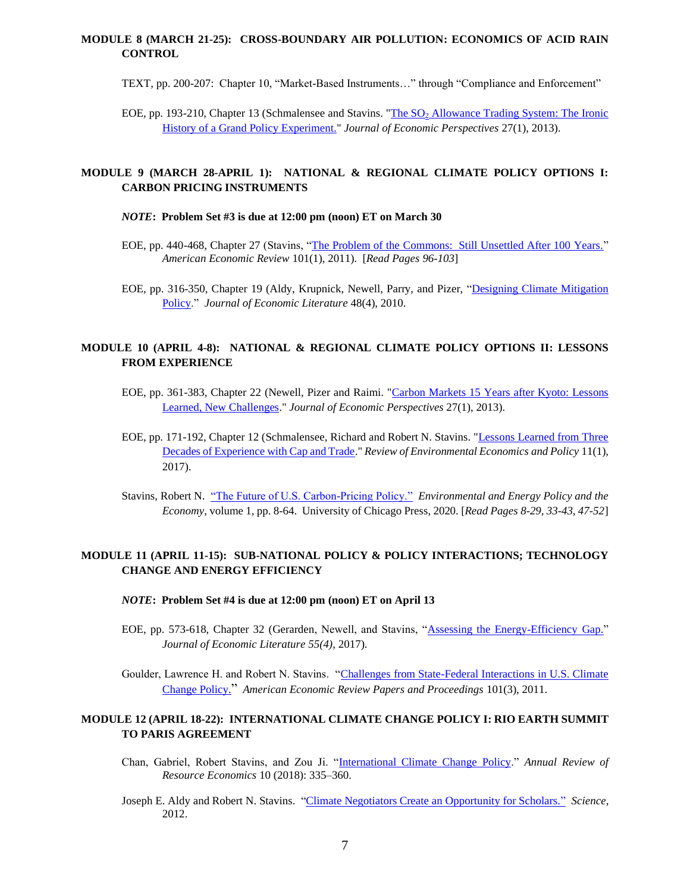## MODULE 8 (MARCH 21-25): CROSS-BOUNDARY AIR POLLUTION: ECONOMICS OF ACID RAIN CONTROL

TEXT, pp. 200-207: Chapter 10, "Market-Based Instruments…" through "Compliance and Enforcement"

EOE, pp. 193-210, Chapter 13 (Schmalensee and Stavins. "The $SO_2$ Allowance Trading System: The Ironic History of a Grand Policy Experiment." *Journal of Economic Perspectives* 27(1), 2013).

## MODULE 9 (MARCH 28-APRIL 1): NATIONAL & REGIONAL CLIMATE POLICY OPTIONS I: CARBON PRICING INSTRUMENTS

***NOTE*: Problem Set #3 is due at 12:00 pm (noon) ET on March 30**

EOE, pp. 440-468, Chapter 27 (Stavins, "The Problem of the Commons: Still Unsettled After 100 Years." *American Economic Review* 101(1), 2011). [*Read Pages 96-103*]

EOE, pp. 316-350, Chapter 19 (Aldy, Krupnick, Newell, Parry, and Pizer, "Designing Climate Mitigation Policy." *Journal of Economic Literature* 48(4), 2010.

## MODULE 10 (APRIL 4-8): NATIONAL & REGIONAL CLIMATE POLICY OPTIONS II: LESSONS FROM EXPERIENCE

EOE, pp. 361-383, Chapter 22 (Newell, Pizer and Raimi. "Carbon Markets 15 Years after Kyoto: Lessons Learned, New Challenges." *Journal of Economic Perspectives* 27(1), 2013).

EOE, pp. 171-192, Chapter 12 (Schmalensee, Richard and Robert N. Stavins. "Lessons Learned from Three Decades of Experience with Cap and Trade." *Review of Environmental Economics and Policy* 11(1), 2017).

Stavins, Robert N. "The Future of U.S. Carbon-Pricing Policy." *Environmental and Energy Policy and the Economy*, volume 1, pp. 8-64. University of Chicago Press, 2020. [*Read Pages 8-29, 33-43, 47-52*]

## MODULE 11 (APRIL 11-15): SUB-NATIONAL POLICY & POLICY INTERACTIONS; TECHNOLOGY CHANGE AND ENERGY EFFICIENCY

***NOTE*: Problem Set #4 is due at 12:00 pm (noon) ET on April 13**

EOE, pp. 573-618, Chapter 32 (Gerarden, Newell, and Stavins, "Assessing the Energy-Efficiency Gap." *Journal of Economic Literature 55(4)*, 2017).

Goulder, Lawrence H. and Robert N. Stavins. "Challenges from State-Federal Interactions in U.S. Climate Change Policy." *American Economic Review Papers and Proceedings* 101(3), 2011.

## MODULE 12 (APRIL 18-22): INTERNATIONAL CLIMATE CHANGE POLICY I: RIO EARTH SUMMIT TO PARIS AGREEMENT

Chan, Gabriel, Robert Stavins, and Zou Ji. "International Climate Change Policy." *Annual Review of Resource Economics* 10 (2018): 335–360.

Joseph E. Aldy and Robert N. Stavins. "Climate Negotiators Create an Opportunity for Scholars." *Science*, 2012.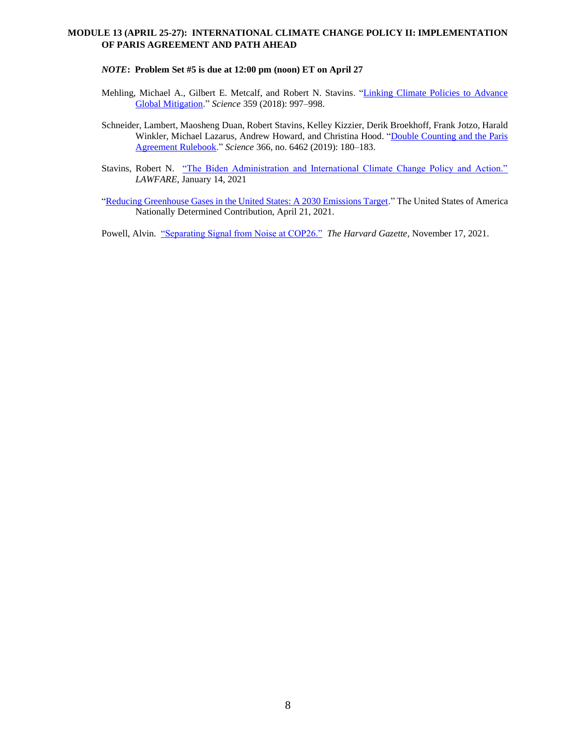**MODULE 13 (APRIL 25-27): INTERNATIONAL CLIMATE CHANGE POLICY II: IMPLEMENTATION OF PARIS AGREEMENT AND PATH AHEAD**

***NOTE*: Problem Set #5 is due at 12:00 pm (noon) ET on April 27**

Mehling, Michael A., Gilbert E. Metcalf, and Robert N. Stavins. "Linking Climate Policies to Advance Global Mitigation." *Science* 359 (2018): 997–998.

Schneider, Lambert, Maosheng Duan, Robert Stavins, Kelley Kizzier, Derik Broekhoff, Frank Jotzo, Harald Winkler, Michael Lazarus, Andrew Howard, and Christina Hood. "Double Counting and the Paris Agreement Rulebook." *Science* 366, no. 6462 (2019): 180–183.

Stavins, Robert N. "The Biden Administration and International Climate Change Policy and Action." *LAWFARE*, January 14, 2021

"Reducing Greenhouse Gases in the United States: A 2030 Emissions Target." The United States of America Nationally Determined Contribution, April 21, 2021.

Powell, Alvin. "Separating Signal from Noise at COP26." *The Harvard Gazette*, November 17, 2021.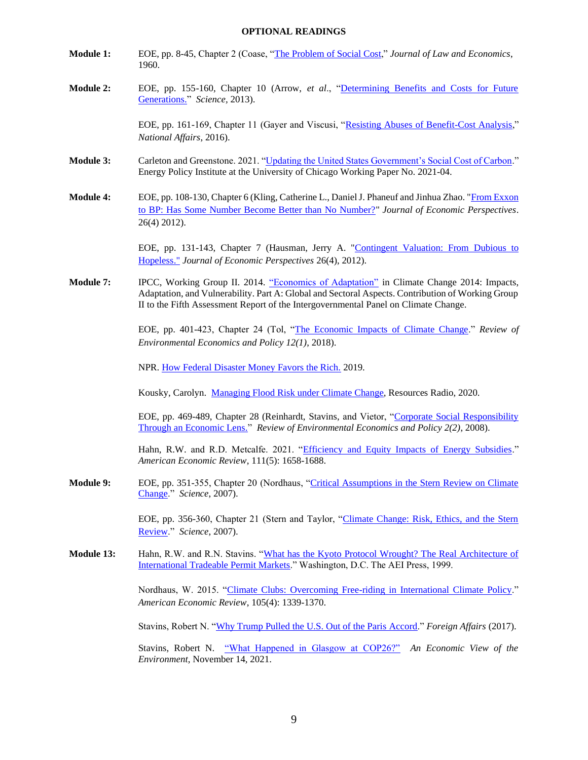**OPTIONAL READINGS**

**Module 1:** EOE, pp. 8-45, Chapter 2 (Coase, "The Problem of Social Cost," *Journal of Law and Economics*, 1960.

**Module 2:** EOE, pp. 155-160, Chapter 10 (Arrow, *et al*., "Determining Benefits and Costs for Future Generations." *Science*, 2013).

EOE, pp. 161-169, Chapter 11 (Gayer and Viscusi, "Resisting Abuses of Benefit-Cost Analysis," *National Affairs*, 2016).

**Module 3:** Carleton and Greenstone. 2021. "Updating the United States Government's Social Cost of Carbon." Energy Policy Institute at the University of Chicago Working Paper No. 2021-04.

**Module 4:** EOE, pp. 108-130, Chapter 6 (Kling, Catherine L., Daniel J. Phaneuf and Jinhua Zhao. "From Exxon to BP: Has Some Number Become Better than No Number?" *Journal of Economic Perspectives*. 26(4) 2012).

EOE, pp. 131-143, Chapter 7 (Hausman, Jerry A. "Contingent Valuation: From Dubious to Hopeless." *Journal of Economic Perspectives* 26(4), 2012).

**Module 7:** IPCC, Working Group II. 2014. "Economics of Adaptation" in Climate Change 2014: Impacts, Adaptation, and Vulnerability. Part A: Global and Sectoral Aspects. Contribution of Working Group II to the Fifth Assessment Report of the Intergovernmental Panel on Climate Change.

EOE, pp. 401-423, Chapter 24 (Tol, "The Economic Impacts of Climate Change." *Review of Environmental Economics and Policy 12(1)*, 2018).

NPR. How Federal Disaster Money Favors the Rich. 2019.

Kousky, Carolyn. Managing Flood Risk under Climate Change, Resources Radio, 2020.

EOE, pp. 469-489, Chapter 28 (Reinhardt, Stavins, and Vietor, "Corporate Social Responsibility Through an Economic Lens." *Review of Environmental Economics and Policy 2(2)*, 2008).

Hahn, R.W. and R.D. Metcalfe. 2021. "Efficiency and Equity Impacts of Energy Subsidies." *American Economic Review*, 111(5): 1658-1688.

**Module 9:** EOE, pp. 351-355, Chapter 20 (Nordhaus, "Critical Assumptions in the Stern Review on Climate Change." *Science*, 2007).

EOE, pp. 356-360, Chapter 21 (Stern and Taylor, "Climate Change: Risk, Ethics, and the Stern Review." *Science*, 2007).

**Module 13:** Hahn, R.W. and R.N. Stavins. "What has the Kyoto Protocol Wrought? The Real Architecture of International Tradeable Permit Markets." Washington, D.C. The AEI Press, 1999.

Nordhaus, W. 2015. "Climate Clubs: Overcoming Free-riding in International Climate Policy." *American Economic Review*, 105(4): 1339-1370.

Stavins, Robert N. "Why Trump Pulled the U.S. Out of the Paris Accord." *Foreign Affairs* (2017).

Stavins, Robert N. "What Happened in Glasgow at COP26?" *An Economic View of the Environment*, November 14, 2021.